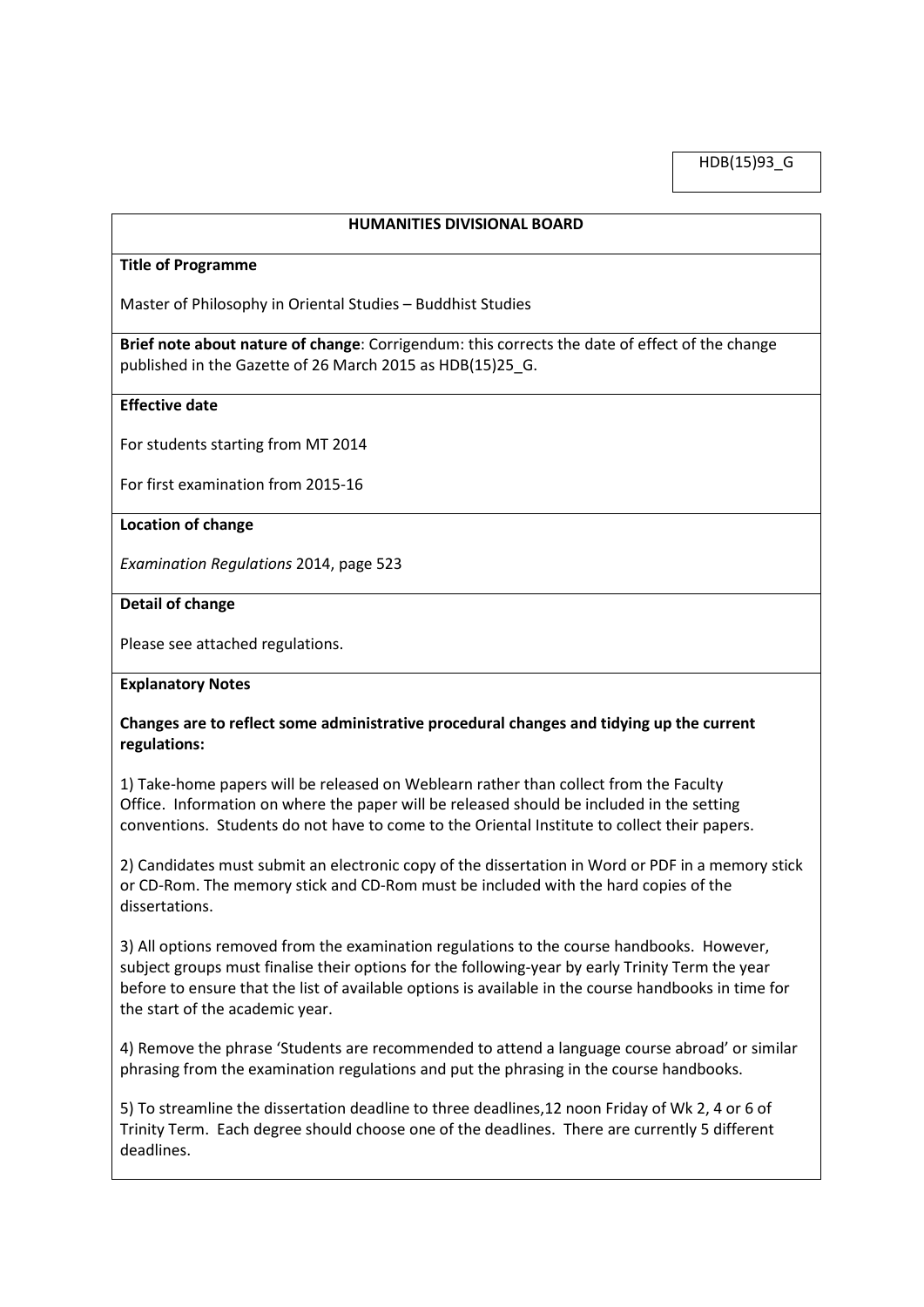HDB(15)93_G

## HUMANITIES DIVISIONAL BOARD

**Title of Programme**

Master of Philosophy in Oriental Studies – Buddhist Studies

**Brief note about nature of change**: Corrigendum: this corrects the date of effect of the change published in the Gazette of 26 March 2015 as HDB(15)25_G.

**Effective date**

For students starting from MT 2014

For first examination from 2015-16

**Location of change**

*Examination Regulations* 2014, page 523

**Detail of change**

Please see attached regulations.

**Explanatory Notes**

**Changes are to reflect some administrative procedural changes and tidying up the current regulations:**

1) Take-home papers will be released on Weblearn rather than collect from the Faculty Office. Information on where the paper will be released should be included in the setting conventions. Students do not have to come to the Oriental Institute to collect their papers.

2) Candidates must submit an electronic copy of the dissertation in Word or PDF in a memory stick or CD-Rom. The memory stick and CD-Rom must be included with the hard copies of the dissertations.

3) All options removed from the examination regulations to the course handbooks. However, subject groups must finalise their options for the following-year by early Trinity Term the year before to ensure that the list of available options is available in the course handbooks in time for the start of the academic year.

4) Remove the phrase 'Students are recommended to attend a language course abroad' or similar phrasing from the examination regulations and put the phrasing in the course handbooks.

5) To streamline the dissertation deadline to three deadlines,12 noon Friday of Wk 2, 4 or 6 of Trinity Term. Each degree should choose one of the deadlines. There are currently 5 different deadlines.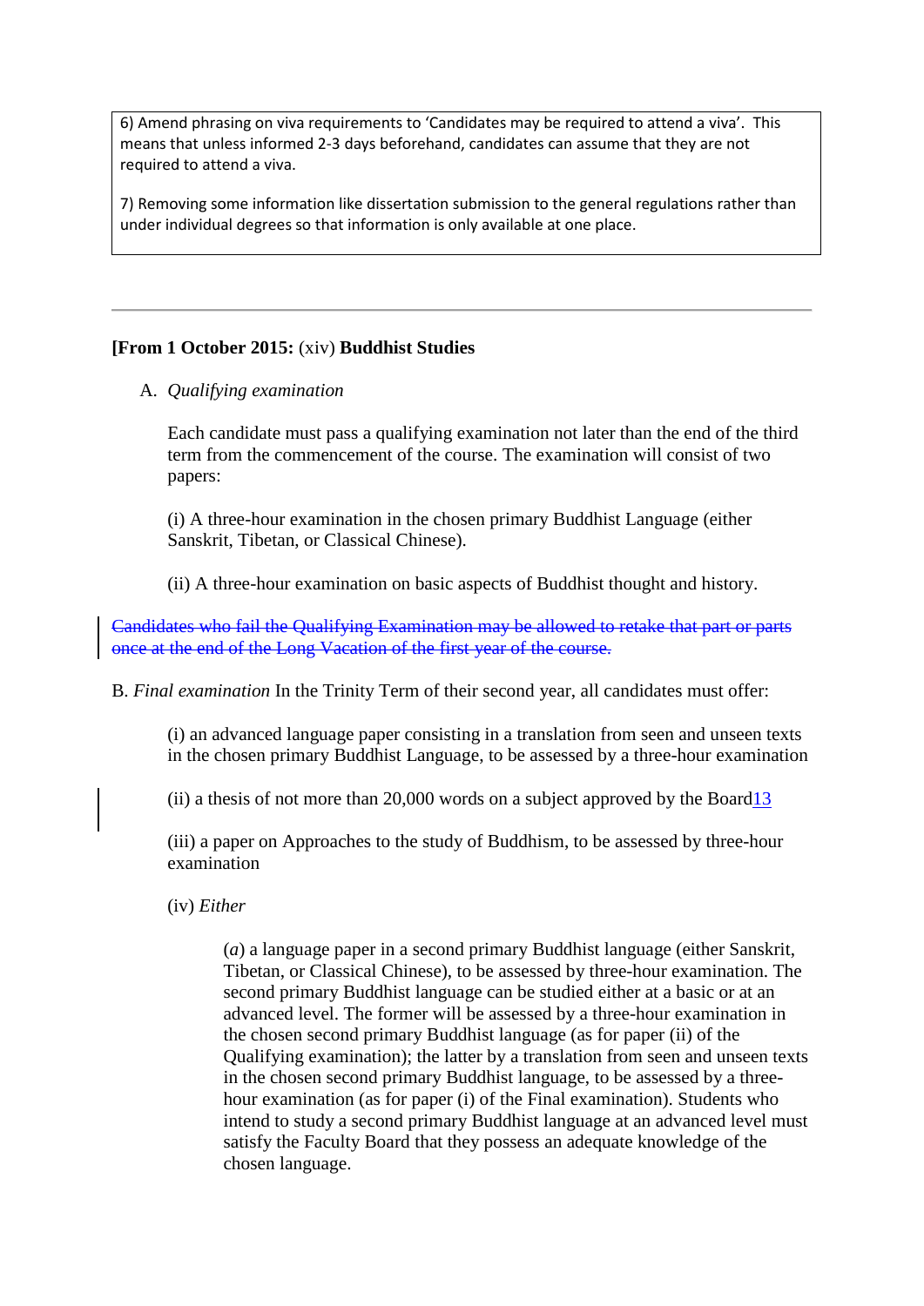6) Amend phrasing on viva requirements to 'Candidates may be required to attend a viva'. This means that unless informed 2-3 days beforehand, candidates can assume that they are not required to attend a viva.

7) Removing some information like dissertation submission to the general regulations rather than under individual degrees so that information is only available at one place.

---

**[From 1 October 2015:** (xiv) **Buddhist Studies**

A. *Qualifying examination*

Each candidate must pass a qualifying examination not later than the end of the third term from the commencement of the course. The examination will consist of two papers:

(i) A three-hour examination in the chosen primary Buddhist Language (either Sanskrit, Tibetan, or Classical Chinese).

(ii) A three-hour examination on basic aspects of Buddhist thought and history.

~~Candidates who fail the Qualifying Examination may be allowed to retake that part or parts once at the end of the Long Vacation of the first year of the course.~~

B. *Final examination* In the Trinity Term of their second year, all candidates must offer:

(i) an advanced language paper consisting in a translation from seen and unseen texts in the chosen primary Buddhist Language, to be assessed by a three-hour examination

(ii) a thesis of not more than 20,000 words on a subject approved by the Board[13]

(iii) a paper on Approaches to the study of Buddhism, to be assessed by three-hour examination

(iv) *Either*

(*a*) a language paper in a second primary Buddhist language (either Sanskrit, Tibetan, or Classical Chinese), to be assessed by three-hour examination. The second primary Buddhist language can be studied either at a basic or at an advanced level. The former will be assessed by a three-hour examination in the chosen second primary Buddhist language (as for paper (ii) of the Qualifying examination); the latter by a translation from seen and unseen texts in the chosen second primary Buddhist language, to be assessed by a three-hour examination (as for paper (i) of the Final examination). Students who intend to study a second primary Buddhist language at an advanced level must satisfy the Faculty Board that they possess an adequate knowledge of the chosen language.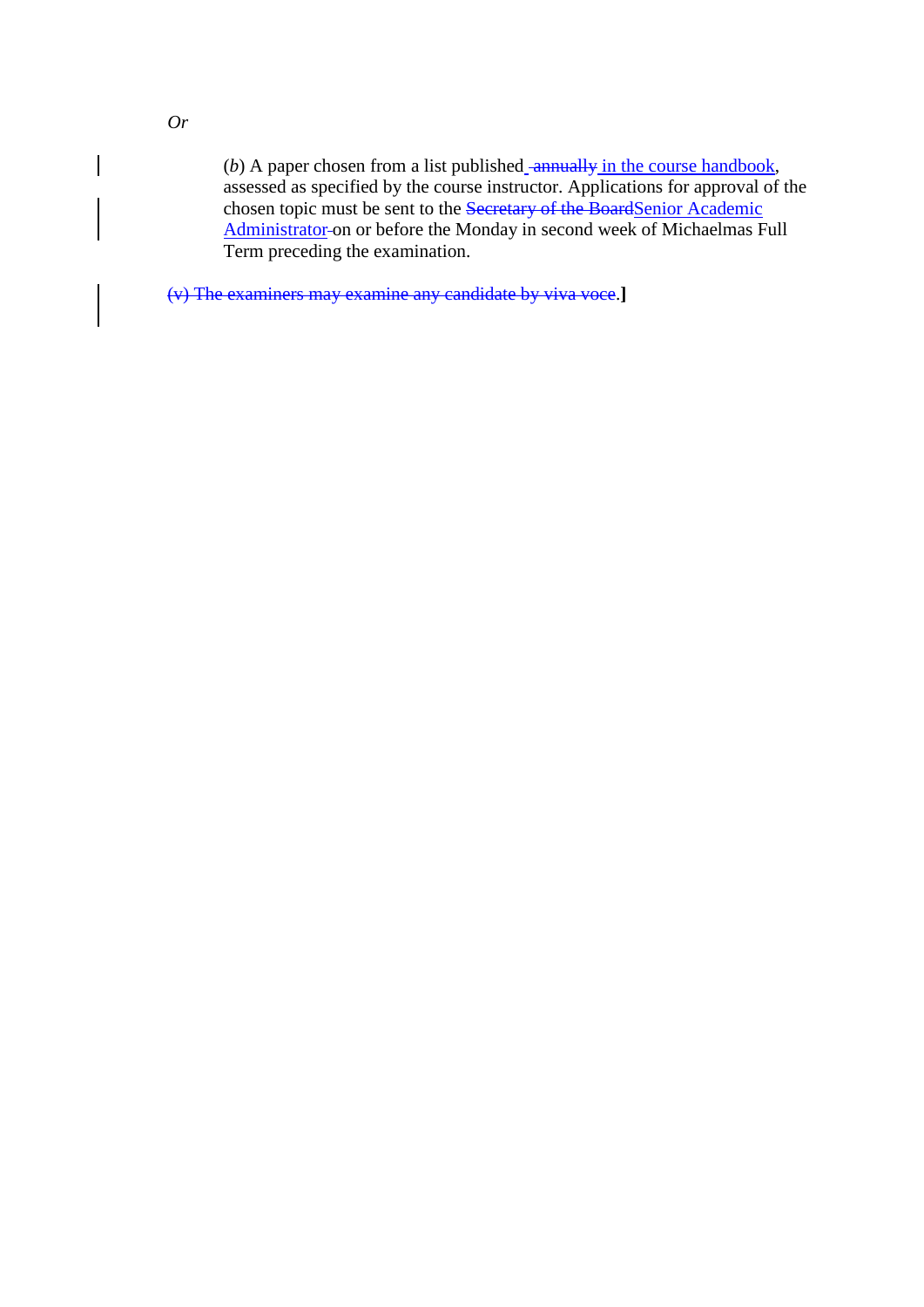*Or*

(*b*) A paper chosen from a list published ~~annually~~ in the course handbook, assessed as specified by the course instructor. Applications for approval of the chosen topic must be sent to the ~~Secretary of the Board~~Senior Academic Administrator on or before the Monday in second week of Michaelmas Full Term preceding the examination.

~~(v) The examiners may examine any candidate by viva voce~~.**]**